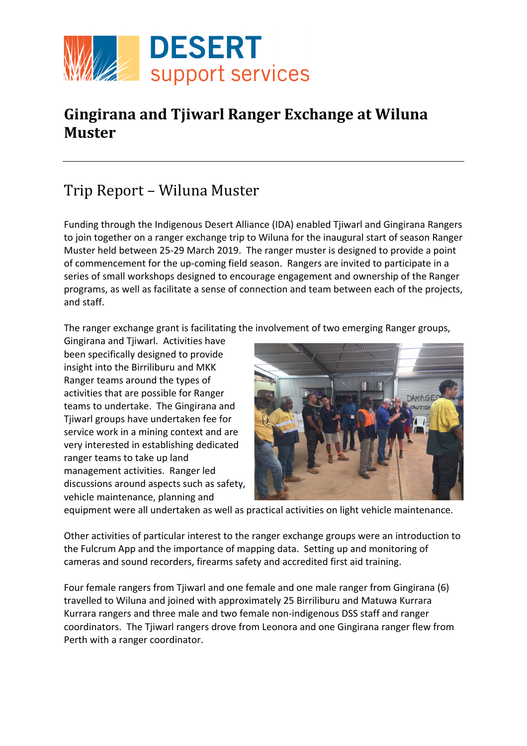# Gingirana and Tjiwarl Ranger Exchange at Wiluna Muster

## Trip Report – Wiluna Muster

Funding through the Indigenous Desert Alliance (IDA) enabled Tjiwarl and Gingirana Rangers to join together on a ranger exchange trip to Wiluna for the inaugural start of season Ranger Muster held between 25-29 March 2019. The ranger muster is designed to provide a point of commencement for the up-coming field season. Rangers are invited to participate in a series of small workshops designed to encourage engagement and ownership of the Ranger programs, as well as facilitate a sense of connection and team between each of the projects, and staff.

The ranger exchange grant is facilitating the involvement of two emerging Ranger groups, Gingirana and Tjiwarl. Activities have been specifically designed to provide insight into the Birriliburu and MKK Ranger teams around the types of activities that are possible for Ranger teams to undertake. The Gingirana and Tjiwarl groups have undertaken fee for service work in a mining context and are very interested in establishing dedicated ranger teams to take up land management activities. Ranger led discussions around aspects such as safety, vehicle maintenance, planning and equipment were all undertaken as well as practical activities on light vehicle maintenance.

Other activities of particular interest to the ranger exchange groups were an introduction to the Fulcrum App and the importance of mapping data. Setting up and monitoring of cameras and sound recorders, firearms safety and accredited first aid training.

Four female rangers from Tjiwarl and one female and one male ranger from Gingirana (6) travelled to Wiluna and joined with approximately 25 Birriliburu and Matuwa Kurrara Kurrara rangers and three male and two female non-indigenous DSS staff and ranger coordinators. The Tjiwarl rangers drove from Leonora and one Gingirana ranger flew from Perth with a ranger coordinator.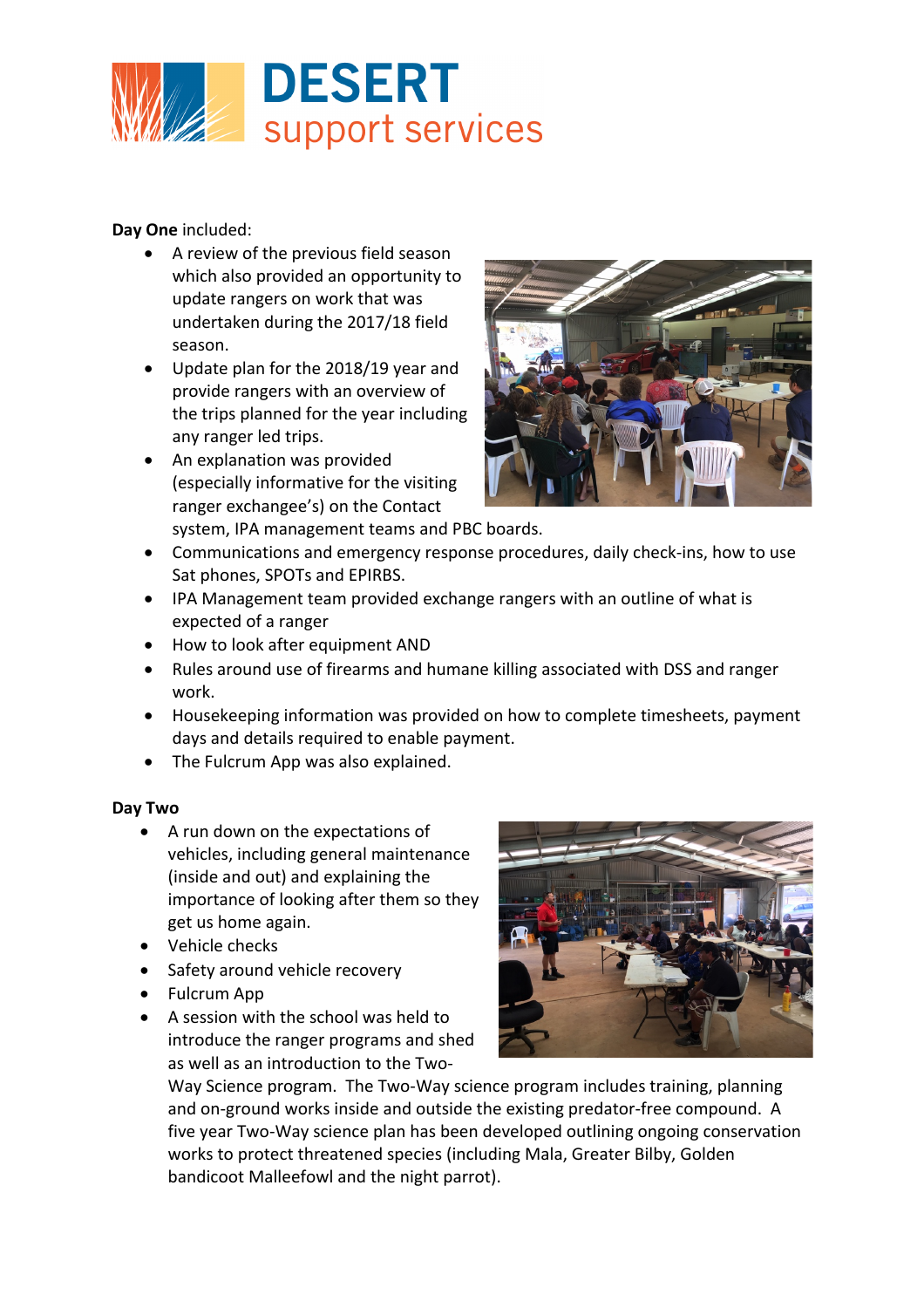**Day One** included:

- A review of the previous field season which also provided an opportunity to update rangers on work that was undertaken during the 2017/18 field season.
- Update plan for the 2018/19 year and provide rangers with an overview of the trips planned for the year including any ranger led trips.
- An explanation was provided (especially informative for the visiting ranger exchangee's) on the Contact system, IPA management teams and PBC boards.
- Communications and emergency response procedures, daily check-ins, how to use Sat phones, SPOTs and EPIRBS.
- IPA Management team provided exchange rangers with an outline of what is expected of a ranger
- How to look after equipment AND
- Rules around use of firearms and humane killing associated with DSS and ranger work.
- Housekeeping information was provided on how to complete timesheets, payment days and details required to enable payment.
- The Fulcrum App was also explained.

**Day Two**

- A run down on the expectations of vehicles, including general maintenance (inside and out) and explaining the importance of looking after them so they get us home again.
- Vehicle checks
- Safety around vehicle recovery
- Fulcrum App
- A session with the school was held to introduce the ranger programs and shed as well as an introduction to the Two-Way Science program. The Two-Way science program includes training, planning and on-ground works inside and outside the existing predator-free compound. A five year Two-Way science plan has been developed outlining ongoing conservation works to protect threatened species (including Mala, Greater Bilby, Golden bandicoot Malleefowl and the night parrot).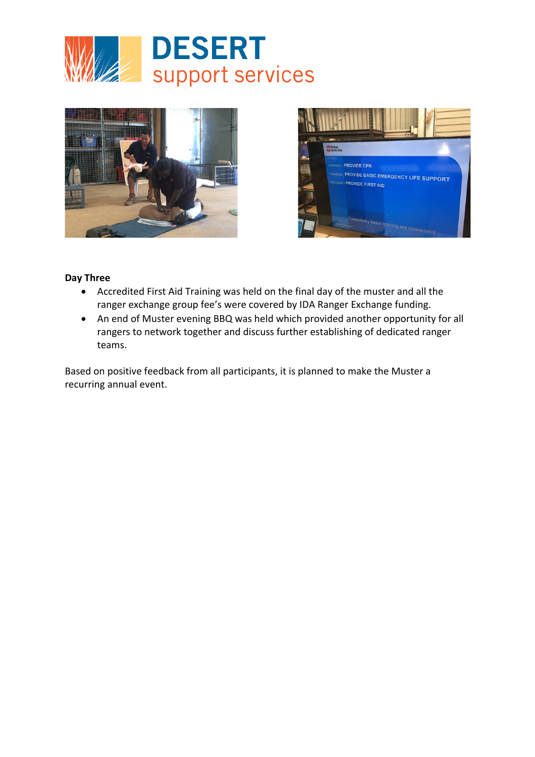**Day Three**

- Accredited First Aid Training was held on the final day of the muster and all the ranger exchange group fee's were covered by IDA Ranger Exchange funding.
- An end of Muster evening BBQ was held which provided another opportunity for all rangers to network together and discuss further establishing of dedicated ranger teams.

Based on positive feedback from all participants, it is planned to make the Muster a recurring annual event.